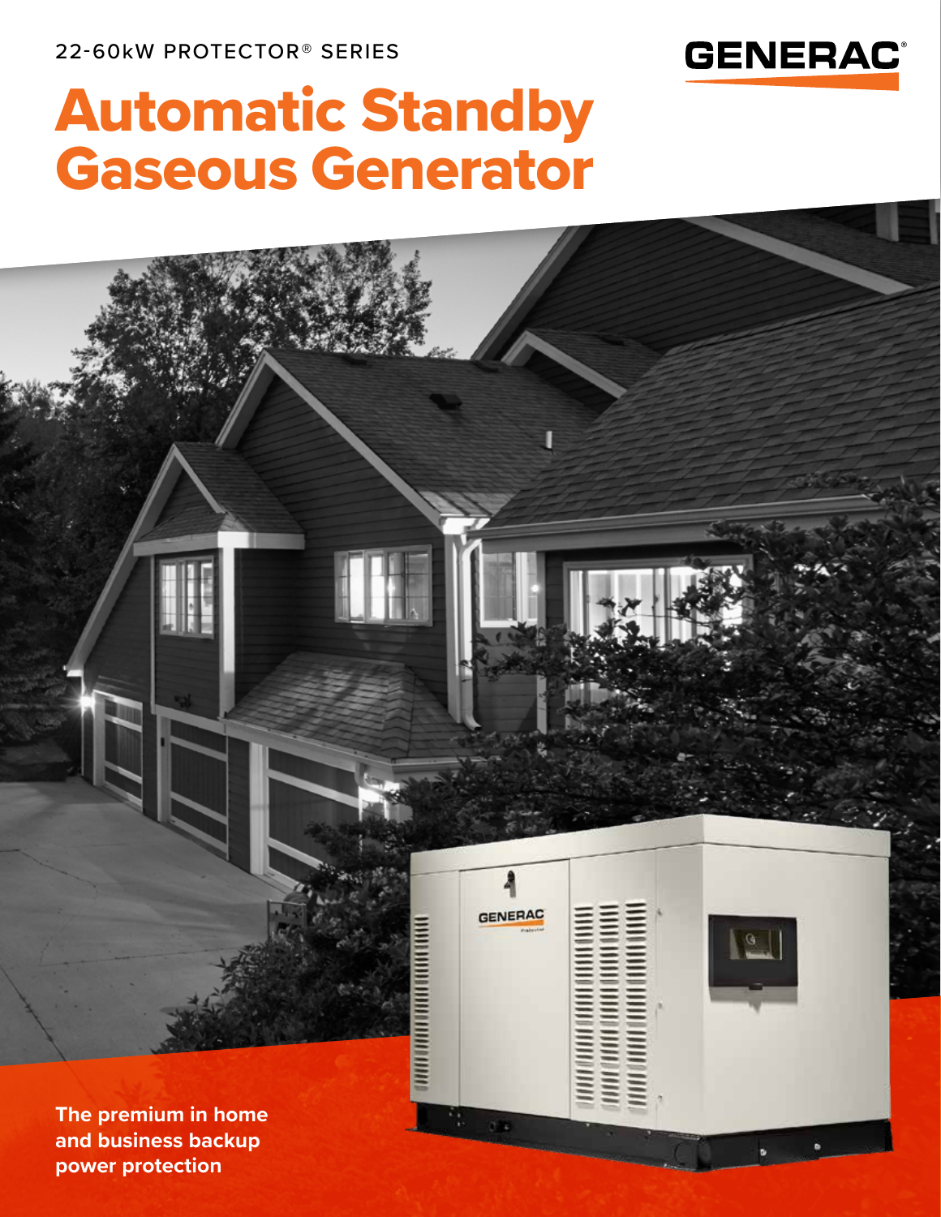22-60kW PROTECTOR® SERIES

GENERAC®

# Automatic Standby Gaseous Generator

**The premium in home and business backup power protection**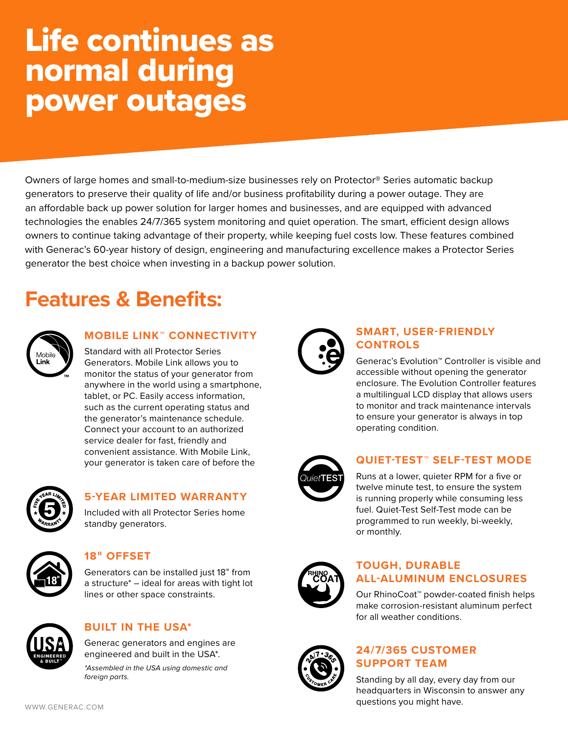# Life continues as normal during power outages

Owners of large homes and small-to-medium-size businesses rely on Protector® Series automatic backup generators to preserve their quality of life and/or business profitability during a power outage. They are an affordable back up power solution for larger homes and businesses, and are equipped with advanced technologies the enables 24/7/365 system monitoring and quiet operation. The smart, efficient design allows owners to continue taking advantage of their property, while keeping fuel costs low. These features combined with Generac's 60-year history of design, engineering and manufacturing excellence makes a Protector Series generator the best choice when investing in a backup power solution.

## Features & Benefits:

### MOBILE LINK™ CONNECTIVITY

Standard with all Protector Series Generators. Mobile Link allows you to monitor the status of your generator from anywhere in the world using a smartphone, tablet, or PC. Easily access information, such as the current operating status and the generator's maintenance schedule. Connect your account to an authorized service dealer for fast, friendly and convenient assistance. With Mobile Link, your generator is taken care of before the

### 5-YEAR LIMITED WARRANTY

Included with all Protector Series home standby generators.

### 18" OFFSET

Generators can be installed just 18" from a structure* – ideal for areas with tight lot lines or other space constraints.

### BUILT IN THE USA*

Generac generators and engines are engineered and built in the USA*.

*\*Assembled in the USA using domestic and foreign parts.*

### SMART, USER-FRIENDLY CONTROLS

Generac's Evolution™ Controller is visible and accessible without opening the generator enclosure. The Evolution Controller features a multilingual LCD display that allows users to monitor and track maintenance intervals to ensure your generator is always in top operating condition.

### QUIET-TEST™ SELF-TEST MODE

Runs at a lower, quieter RPM for a five or twelve minute test, to ensure the system is running properly while consuming less fuel. Quiet-Test Self-Test mode can be programmed to run weekly, bi-weekly, or monthly.

### TOUGH, DURABLE ALL-ALUMINUM ENCLOSURES

Our RhinoCoat™ powder-coated finish helps make corrosion-resistant aluminum perfect for all weather conditions.

### 24/7/365 CUSTOMER SUPPORT TEAM

Standing by all day, every day from our headquarters in Wisconsin to answer any questions you might have.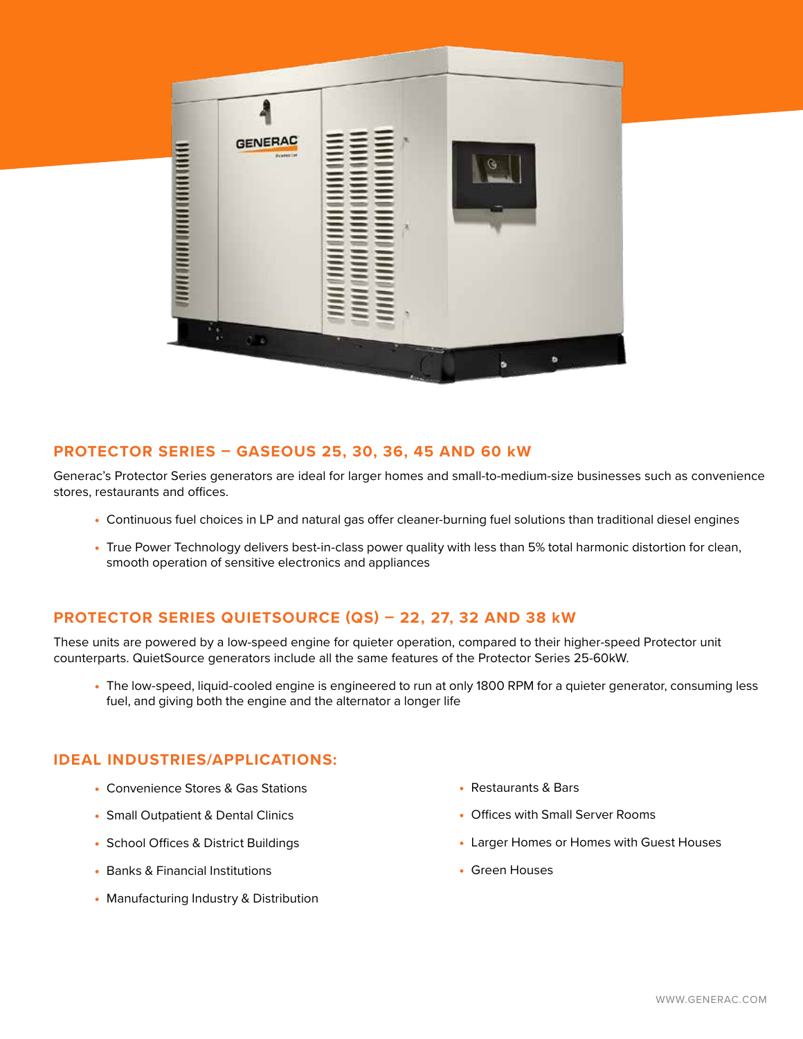## PROTECTOR SERIES – GASEOUS 25, 30, 36, 45 AND 60 kW

Generac's Protector Series generators are ideal for larger homes and small-to-medium-size businesses such as convenience stores, restaurants and offices.

- Continuous fuel choices in LP and natural gas offer cleaner-burning fuel solutions than traditional diesel engines
- True Power Technology delivers best-in-class power quality with less than 5% total harmonic distortion for clean, smooth operation of sensitive electronics and appliances

## PROTECTOR SERIES QUIETSOURCE (QS) – 22, 27, 32 AND 38 kW

These units are powered by a low-speed engine for quieter operation, compared to their higher-speed Protector unit counterparts. QuietSource generators include all the same features of the Protector Series 25-60kW.

- The low-speed, liquid-cooled engine is engineered to run at only 1800 RPM for a quieter generator, consuming less fuel, and giving both the engine and the alternator a longer life

## IDEAL INDUSTRIES/APPLICATIONS:

- Convenience Stores & Gas Stations
- Small Outpatient & Dental Clinics
- School Offices & District Buildings
- Banks & Financial Institutions
- Manufacturing Industry & Distribution
- Restaurants & Bars
- Offices with Small Server Rooms
- Larger Homes or Homes with Guest Houses
- Green Houses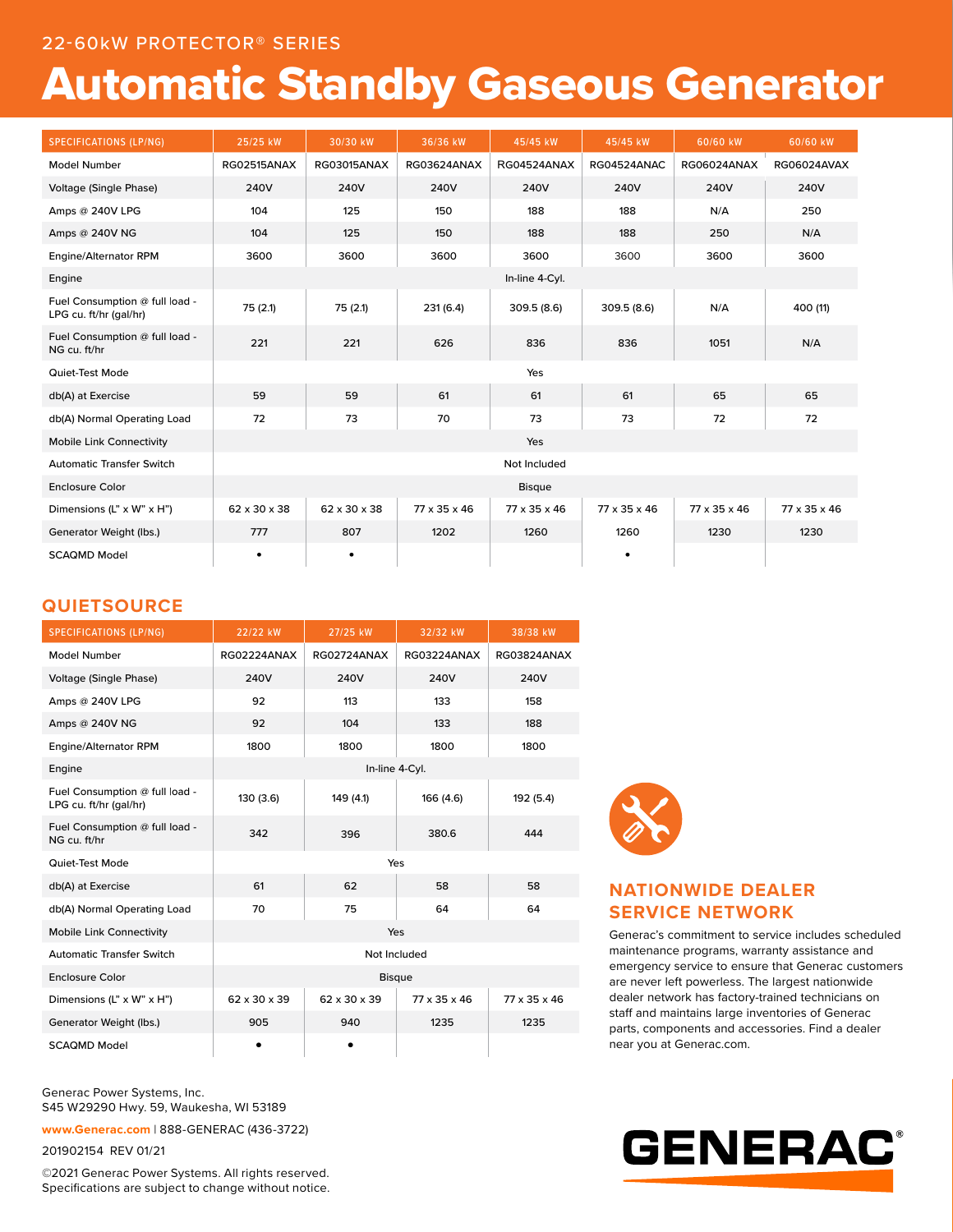22-60kW PROTECTOR® SERIES

# Automatic Standby Gaseous Generator

| SPECIFICATIONS (LP/NG) | 25/25 kW | 30/30 kW | 36/36 kW | 45/45 kW | 45/45 kW | 60/60 kW | 60/60 kW |
|---|---|---|---|---|---|---|---|
| Model Number | RG02515ANAX | RG03015ANAX | RG03624ANAX | RG04524ANAX | RG04524ANAC | RG06024ANAX | RG06024AVAX |
| Voltage (Single Phase) | 240V | 240V | 240V | 240V | 240V | 240V | 240V |
| Amps @ 240V LPG | 104 | 125 | 150 | 188 | 188 | N/A | 250 |
| Amps @ 240V NG | 104 | 125 | 150 | 188 | 188 | 250 | N/A |
| Engine/Alternator RPM | 3600 | 3600 | 3600 | 3600 | 3600 | 3600 | 3600 |
| Engine | In-line 4-Cyl. | | | | | | |
| Fuel Consumption @ full load - LPG cu. ft/hr (gal/hr) | 75 (2.1) | 75 (2.1) | 231 (6.4) | 309.5 (8.6) | 309.5 (8.6) | N/A | 400 (11) |
| Fuel Consumption @ full load - NG cu. ft/hr | 221 | 221 | 626 | 836 | 836 | 1051 | N/A |
| Quiet-Test Mode | Yes | | | | | | |
| db(A) at Exercise | 59 | 59 | 61 | 61 | 61 | 65 | 65 |
| db(A) Normal Operating Load | 72 | 73 | 70 | 73 | 73 | 72 | 72 |
| Mobile Link Connectivity | Yes | | | | | | |
| Automatic Transfer Switch | Not Included | | | | | | |
| Enclosure Color | Bisque | | | | | | |
| Dimensions (L" x W" x H") | 62 x 30 x 38 | 62 x 30 x 38 | 77 x 35 x 46 | 77 x 35 x 46 | 77 x 35 x 46 | 77 x 35 x 46 | 77 x 35 x 46 |
| Generator Weight (lbs.) | 777 | 807 | 1202 | 1260 | 1260 | 1230 | 1230 |
| SCAQMD Model | • | • | | | • | | |

## QUIETSOURCE

| SPECIFICATIONS (LP/NG) | 22/22 kW | 27/25 kW | 32/32 kW | 38/38 kW |
|---|---|---|---|---|
| Model Number | RG02224ANAX | RG02724ANAX | RG03224ANAX | RG03824ANAX |
| Voltage (Single Phase) | 240V | 240V | 240V | 240V |
| Amps @ 240V LPG | 92 | 113 | 133 | 158 |
| Amps @ 240V NG | 92 | 104 | 133 | 188 |
| Engine/Alternator RPM | 1800 | 1800 | 1800 | 1800 |
| Engine | In-line 4-Cyl. | | | |
| Fuel Consumption @ full load - LPG cu. ft/hr (gal/hr) | 130 (3.6) | 149 (4.1) | 166 (4.6) | 192 (5.4) |
| Fuel Consumption @ full load - NG cu. ft/hr | 342 | 396 | 380.6 | 444 |
| Quiet-Test Mode | Yes | | | |
| db(A) at Exercise | 61 | 62 | 58 | 58 |
| db(A) Normal Operating Load | 70 | 75 | 64 | 64 |
| Mobile Link Connectivity | Yes | | | |
| Automatic Transfer Switch | Not Included | | | |
| Enclosure Color | Bisque | | | |
| Dimensions (L" x W" x H") | 62 x 30 x 39 | 62 x 30 x 39 | 77 x 35 x 46 | 77 x 35 x 46 |
| Generator Weight (lbs.) | 905 | 940 | 1235 | 1235 |
| SCAQMD Model | • | • | | |

## NATIONWIDE DEALER SERVICE NETWORK

Generac's commitment to service includes scheduled maintenance programs, warranty assistance and emergency service to ensure that Generac customers are never left powerless. The largest nationwide dealer network has factory-trained technicians on staff and maintains large inventories of Generac parts, components and accessories. Find a dealer near you at Generac.com.

Generac Power Systems, Inc.
S45 W29290 Hwy. 59, Waukesha, WI 53189

www.Generac.com | 888-GENERAC (436-3722)

201902154 REV 01/21

©2021 Generac Power Systems. All rights reserved.
Specifications are subject to change without notice.

GENERAC®